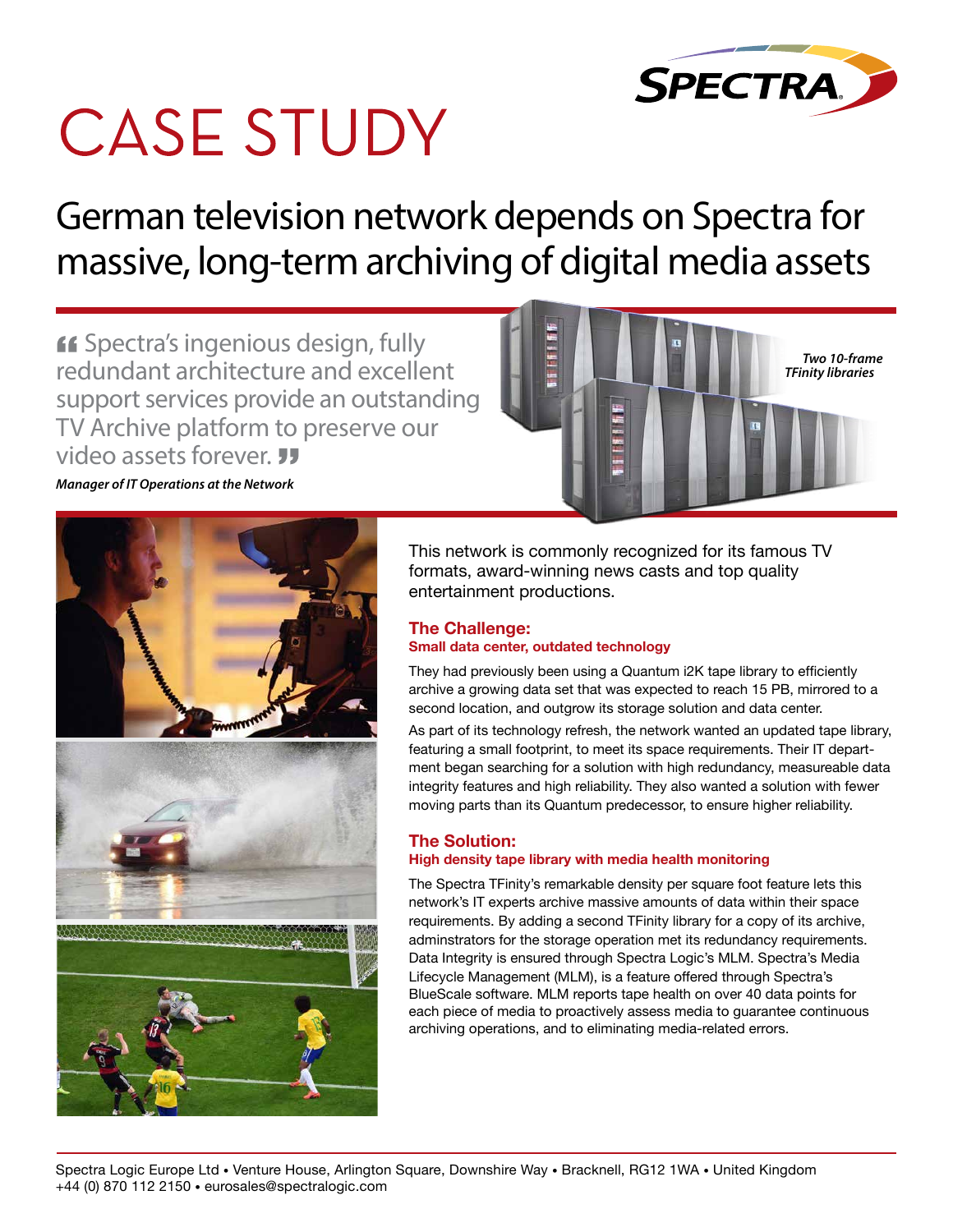# CASE STUDY

## German television network depends on Spectra for massive, long-term archiving of digital media assets

> "Spectra's ingenious design, fully redundant architecture and excellent support services provide an outstanding TV Archive platform to preserve our video assets forever."
>
> ***Manager of IT Operations at the Network***

***Two 10-frame TFinity libraries***

This network is commonly recognized for its famous TV formats, award-winning news casts and top quality entertainment productions.

### The Challenge:

#### Small data center, outdated technology

They had previously been using a Quantum i2K tape library to efficiently archive a growing data set that was expected to reach 15 PB, mirrored to a second location, and outgrow its storage solution and data center.

As part of its technology refresh, the network wanted an updated tape library, featuring a small footprint, to meet its space requirements. Their IT department began searching for a solution with high redundancy, measureable data integrity features and high reliability. They also wanted a solution with fewer moving parts than its Quantum predecessor, to ensure higher reliability.

### The Solution:

#### High density tape library with media health monitoring

The Spectra TFinity's remarkable density per square foot feature lets this network's IT experts archive massive amounts of data within their space requirements. By adding a second TFinity library for a copy of its archive, adminstrators for the storage operation met its redundancy requirements. Data Integrity is ensured through Spectra Logic's MLM. Spectra's Media Lifecycle Management (MLM), is a feature offered through Spectra's BlueScale software. MLM reports tape health on over 40 data points for each piece of media to proactively assess media to guarantee continuous archiving operations, and to eliminating media-related errors.

Spectra Logic Europe Ltd • Venture House, Arlington Square, Downshire Way • Bracknell, RG12 1WA • United Kingdom
+44 (0) 870 112 2150 • eurosales@spectralogic.com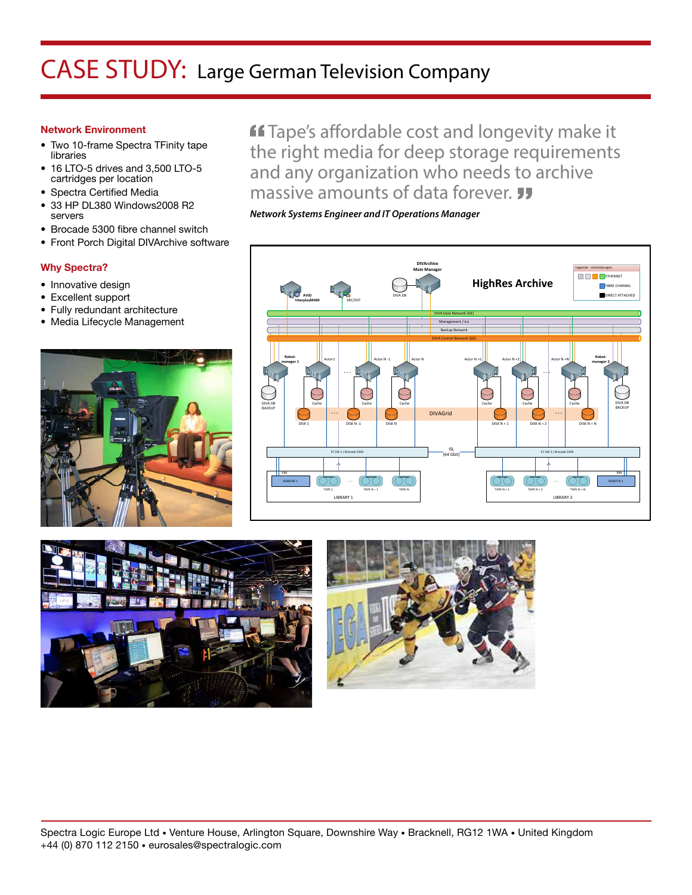# CASE STUDY: Large German Television Company

### Network Environment

- Two 10-frame Spectra TFinity tape libraries
- 16 LTO-5 drives and 3,500 LTO-5 cartridges per location
- Spectra Certified Media
- 33 HP DL380 Windows2008 R2 servers
- Brocade 5300 fibre channel switch
- Front Porch Digital DIVArchive software

### Why Spectra?

- Innovative design
- Excellent support
- Fully redundant architecture
- Media Lifecycle Management

> “Tape’s affordable cost and longevity make it the right media for deep storage requirements and any organization who needs to archive massive amounts of data forever.”

***Network Systems Engineer and IT Operations Manager***

HighRes Archive

Legende - Verbindungen
ETHERNET
FIBRE CHANNEL
DIRECT ATTACHED

AVID InterplayMAM
SRC/DST
DIVA DB
DIVArchive Main Manager

DIVA Data Network (GE)
Management / iLo
Backup Network
DIVA Control Network (GE)

Robot-manager 1
Actor 1
Actor N -1
Actor N
Actor N +1
Actor N +2
Actor N +N
Robot-manager 2

DIVA DB BACKUP
Cache
DIVAGrid
DISK 1
DISK N -1
DISK N
DISK N + 1
DISK N + 2
DISK N + N

FC SW 1 / Brocade 5300
ISL (64 Gbit)
FC SW 2 / Brocade 5300

ROBOTIK 1
TAPE 1
TAPE N – 1
TAPE N
LIBRARY 1

TAPE N + 1
TAPE N + 2
TAPE N + N
ROBOTIK 2
LIBRARY 2

Spectra Logic Europe Ltd • Venture House, Arlington Square, Downshire Way • Bracknell, RG12 1WA • United Kingdom
+44 (0) 870 112 2150 • eurosales@spectralogic.com